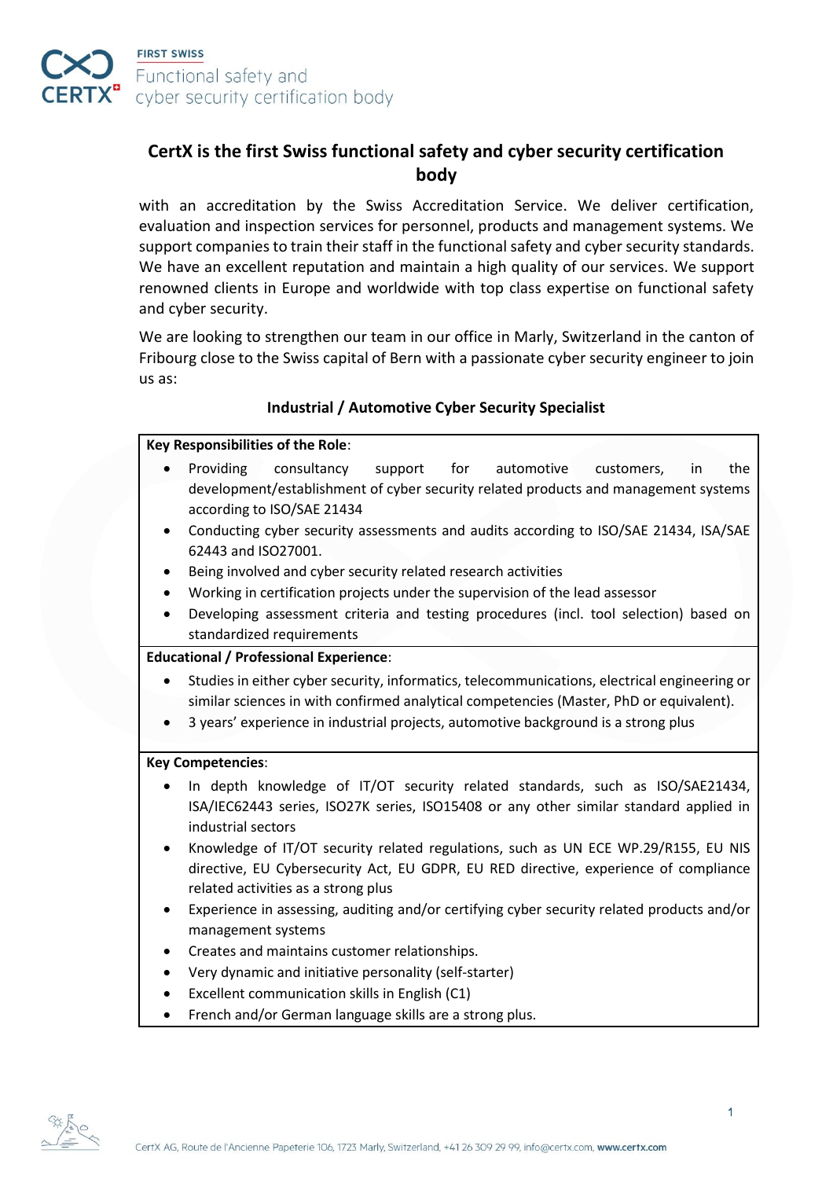FIRST SWISS
Functional safety and cyber security certification body

# CertX is the first Swiss functional safety and cyber security certification body

with an accreditation by the Swiss Accreditation Service. We deliver certification, evaluation and inspection services for personnel, products and management systems. We support companies to train their staff in the functional safety and cyber security standards. We have an excellent reputation and maintain a high quality of our services. We support renowned clients in Europe and worldwide with top class expertise on functional safety and cyber security.

We are looking to strengthen our team in our office in Marly, Switzerland in the canton of Fribourg close to the Swiss capital of Bern with a passionate cyber security engineer to join us as:

## Industrial / Automotive Cyber Security Specialist

**Key Responsibilities of the Role**:

- Providing consultancy support for automotive customers, in the development/establishment of cyber security related products and management systems according to ISO/SAE 21434
- Conducting cyber security assessments and audits according to ISO/SAE 21434, ISA/SAE 62443 and ISO27001.
- Being involved and cyber security related research activities
- Working in certification projects under the supervision of the lead assessor
- Developing assessment criteria and testing procedures (incl. tool selection) based on standardized requirements

**Educational / Professional Experience**:

- Studies in either cyber security, informatics, telecommunications, electrical engineering or similar sciences in with confirmed analytical competencies (Master, PhD or equivalent).
- 3 years' experience in industrial projects, automotive background is a strong plus

**Key Competencies**:

- In depth knowledge of IT/OT security related standards, such as ISO/SAE21434, ISA/IEC62443 series, ISO27K series, ISO15408 or any other similar standard applied in industrial sectors
- Knowledge of IT/OT security related regulations, such as UN ECE WP.29/R155, EU NIS directive, EU Cybersecurity Act, EU GDPR, EU RED directive, experience of compliance related activities as a strong plus
- Experience in assessing, auditing and/or certifying cyber security related products and/or management systems
- Creates and maintains customer relationships.
- Very dynamic and initiative personality (self-starter)
- Excellent communication skills in English (C1)
- French and/or German language skills are a strong plus.

CertX AG, Route de l'Ancienne Papeterie 106, 1723 Marly, Switzerland, +41 26 309 29 99, info@certx.com, www.certx.com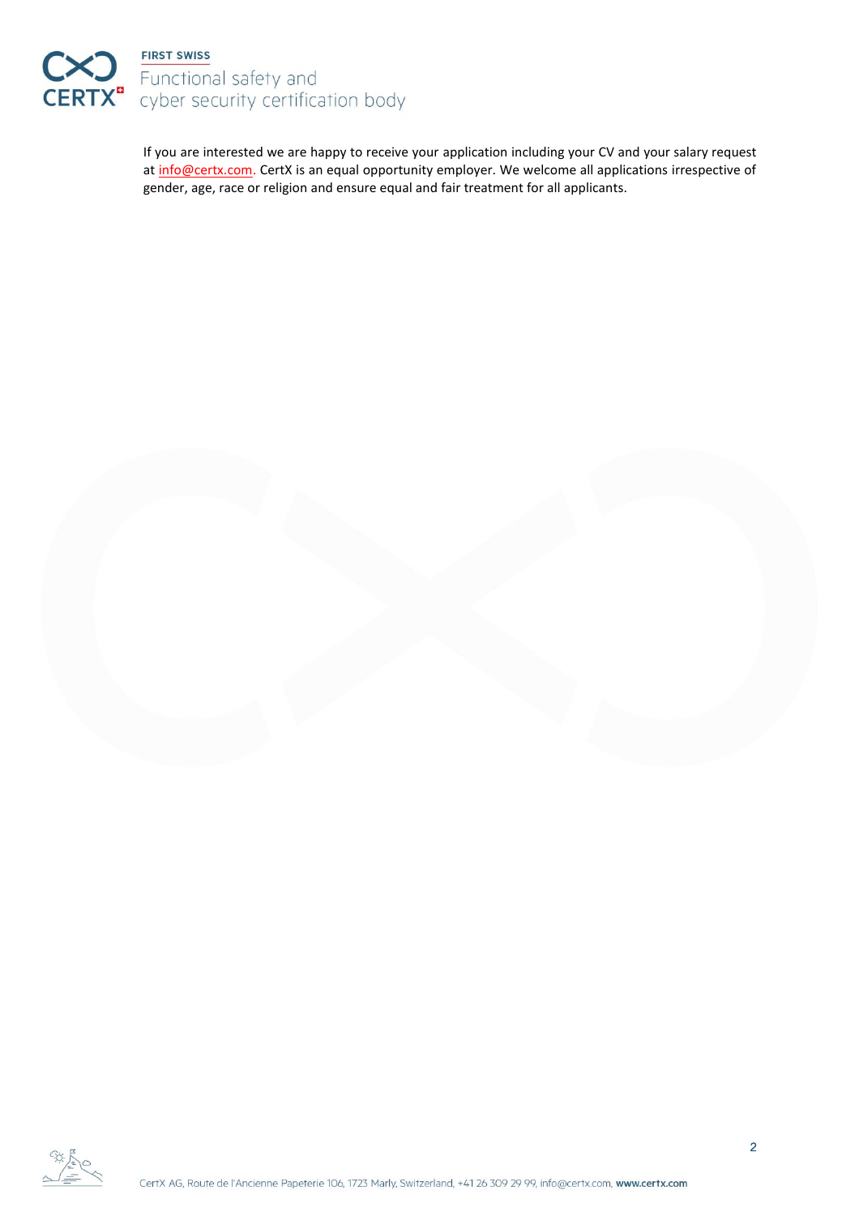If you are interested we are happy to receive your application including your CV and your salary request at info@certx.com. CertX is an equal opportunity employer. We welcome all applications irrespective of gender, age, race or religion and ensure equal and fair treatment for all applicants.